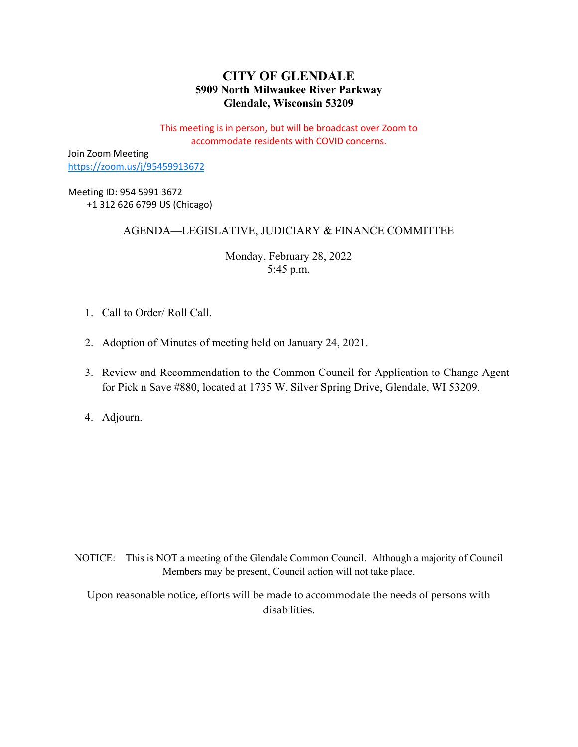# CITY OF GLENDALE
**5909 North Milwaukee River Parkway**
**Glendale, Wisconsin 53209**

This meeting is in person, but will be broadcast over Zoom to accommodate residents with COVID concerns.

Join Zoom Meeting
https://zoom.us/j/95459913672

Meeting ID: 954 5991 3672
+1 312 626 6799 US (Chicago)

## AGENDA—LEGISLATIVE, JUDICIARY & FINANCE COMMITTEE

Monday, February 28, 2022
5:45 p.m.

1. Call to Order/ Roll Call.
2. Adoption of Minutes of meeting held on January 24, 2021.
3. Review and Recommendation to the Common Council for Application to Change Agent for Pick n Save #880, located at 1735 W. Silver Spring Drive, Glendale, WI 53209.
4. Adjourn.

NOTICE: This is NOT a meeting of the Glendale Common Council. Although a majority of Council Members may be present, Council action will not take place.

Upon reasonable notice, efforts will be made to accommodate the needs of persons with disabilities.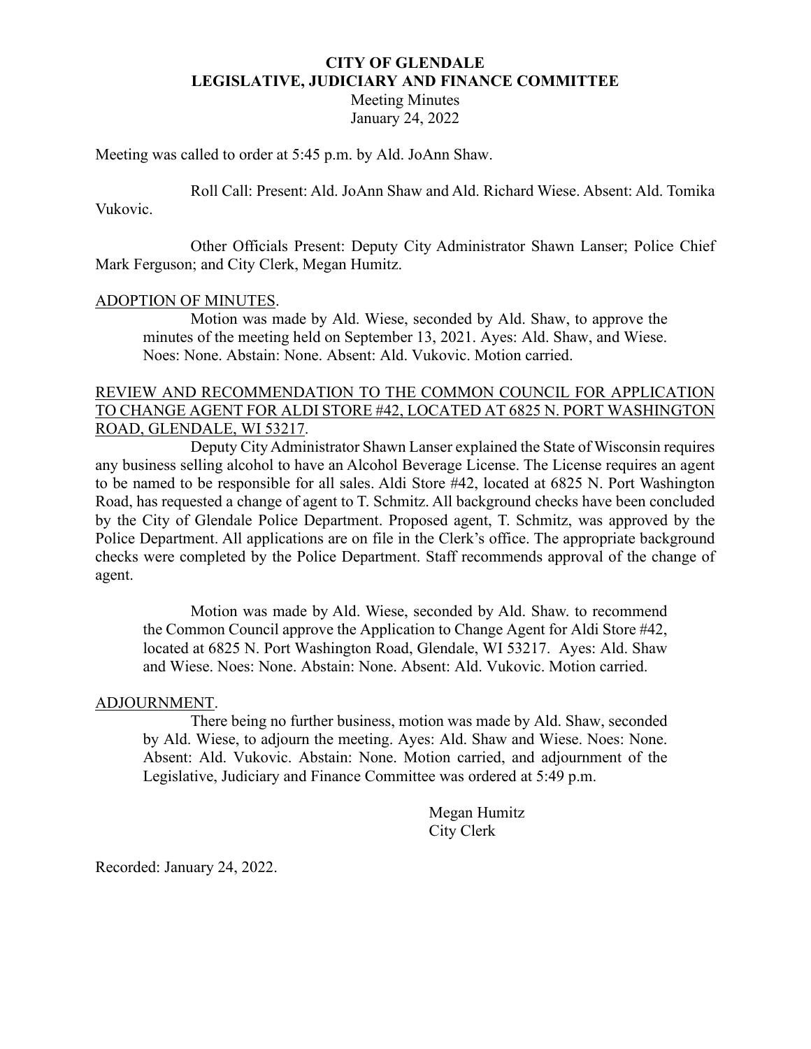# CITY OF GLENDALE
## LEGISLATIVE, JUDICIARY AND FINANCE COMMITTEE

Meeting Minutes
January 24, 2022

Meeting was called to order at 5:45 p.m. by Ald. JoAnn Shaw.

Roll Call: Present: Ald. JoAnn Shaw and Ald. Richard Wiese. Absent: Ald. Tomika Vukovic.

Other Officials Present: Deputy City Administrator Shawn Lanser; Police Chief Mark Ferguson; and City Clerk, Megan Humitz.

ADOPTION OF MINUTES.

Motion was made by Ald. Wiese, seconded by Ald. Shaw, to approve the minutes of the meeting held on September 13, 2021. Ayes: Ald. Shaw, and Wiese. Noes: None. Abstain: None. Absent: Ald. Vukovic. Motion carried.

REVIEW AND RECOMMENDATION TO THE COMMON COUNCIL FOR APPLICATION TO CHANGE AGENT FOR ALDI STORE #42, LOCATED AT 6825 N. PORT WASHINGTON ROAD, GLENDALE, WI 53217.

Deputy City Administrator Shawn Lanser explained the State of Wisconsin requires any business selling alcohol to have an Alcohol Beverage License. The License requires an agent to be named to be responsible for all sales. Aldi Store #42, located at 6825 N. Port Washington Road, has requested a change of agent to T. Schmitz. All background checks have been concluded by the City of Glendale Police Department. Proposed agent, T. Schmitz, was approved by the Police Department. All applications are on file in the Clerk's office. The appropriate background checks were completed by the Police Department. Staff recommends approval of the change of agent.

Motion was made by Ald. Wiese, seconded by Ald. Shaw. to recommend the Common Council approve the Application to Change Agent for Aldi Store #42, located at 6825 N. Port Washington Road, Glendale, WI 53217. Ayes: Ald. Shaw and Wiese. Noes: None. Abstain: None. Absent: Ald. Vukovic. Motion carried.

ADJOURNMENT.

There being no further business, motion was made by Ald. Shaw, seconded by Ald. Wiese, to adjourn the meeting. Ayes: Ald. Shaw and Wiese. Noes: None. Absent: Ald. Vukovic. Abstain: None. Motion carried, and adjournment of the Legislative, Judiciary and Finance Committee was ordered at 5:49 p.m.

Megan Humitz
City Clerk

Recorded: January 24, 2022.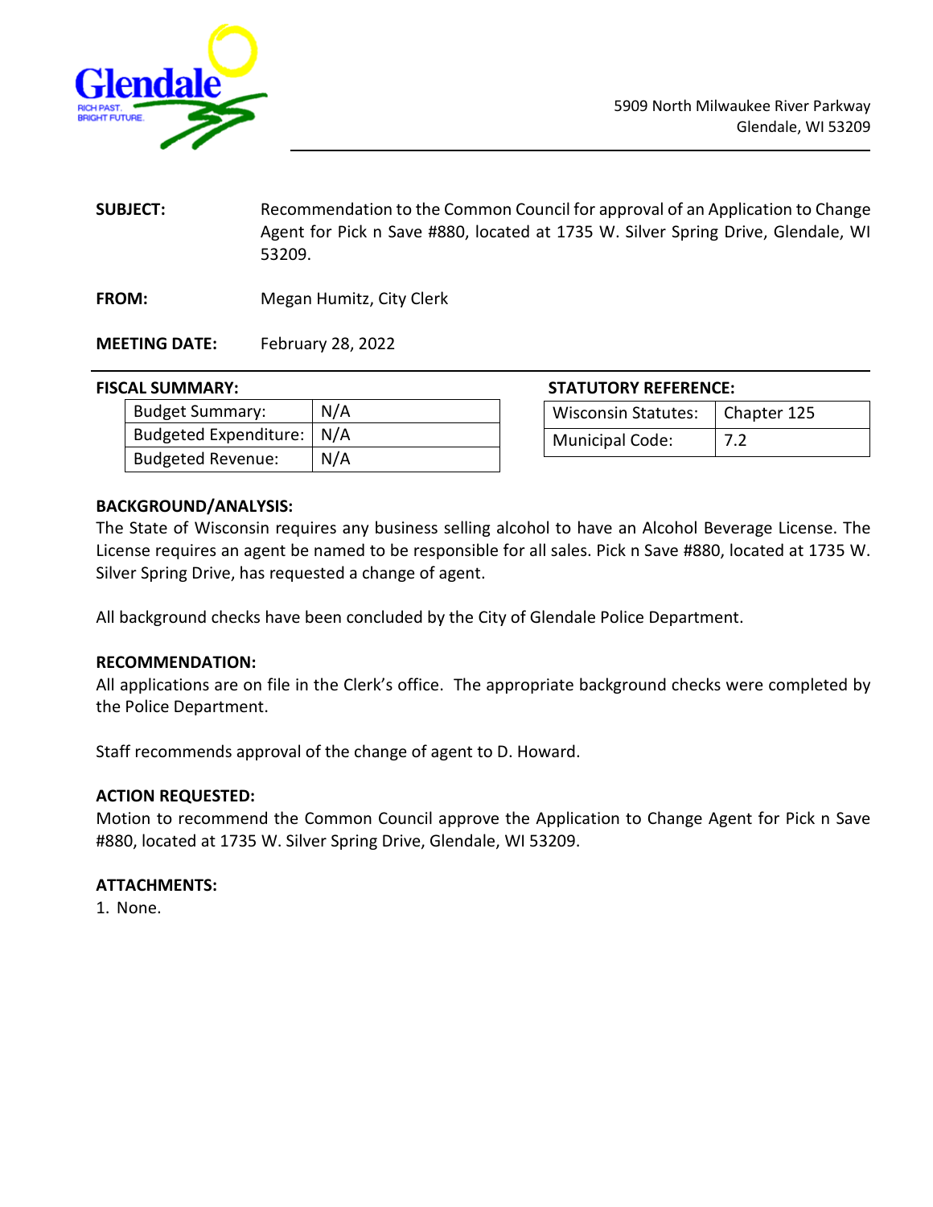Glendale
RICH PAST. BRIGHT FUTURE.

5909 North Milwaukee River Parkway
Glendale, WI 53209

**SUBJECT:** Recommendation to the Common Council for approval of an Application to Change Agent for Pick n Save #880, located at 1735 W. Silver Spring Drive, Glendale, WI 53209.

**FROM:** Megan Humitz, City Clerk

**MEETING DATE:** February 28, 2022

**FISCAL SUMMARY:**

| | |
|---|---|
| Budget Summary: | N/A |
| Budgeted Expenditure: | N/A |
| Budgeted Revenue: | N/A |

**STATUTORY REFERENCE:**

| | |
|---|---|
| Wisconsin Statutes: | Chapter 125 |
| Municipal Code: | 7.2 |

**BACKGROUND/ANALYSIS:**

The State of Wisconsin requires any business selling alcohol to have an Alcohol Beverage License. The License requires an agent be named to be responsible for all sales. Pick n Save #880, located at 1735 W. Silver Spring Drive, has requested a change of agent.

All background checks have been concluded by the City of Glendale Police Department.

**RECOMMENDATION:**

All applications are on file in the Clerk's office. The appropriate background checks were completed by the Police Department.

Staff recommends approval of the change of agent to D. Howard.

**ACTION REQUESTED:**

Motion to recommend the Common Council approve the Application to Change Agent for Pick n Save #880, located at 1735 W. Silver Spring Drive, Glendale, WI 53209.

**ATTACHMENTS:**

1. None.